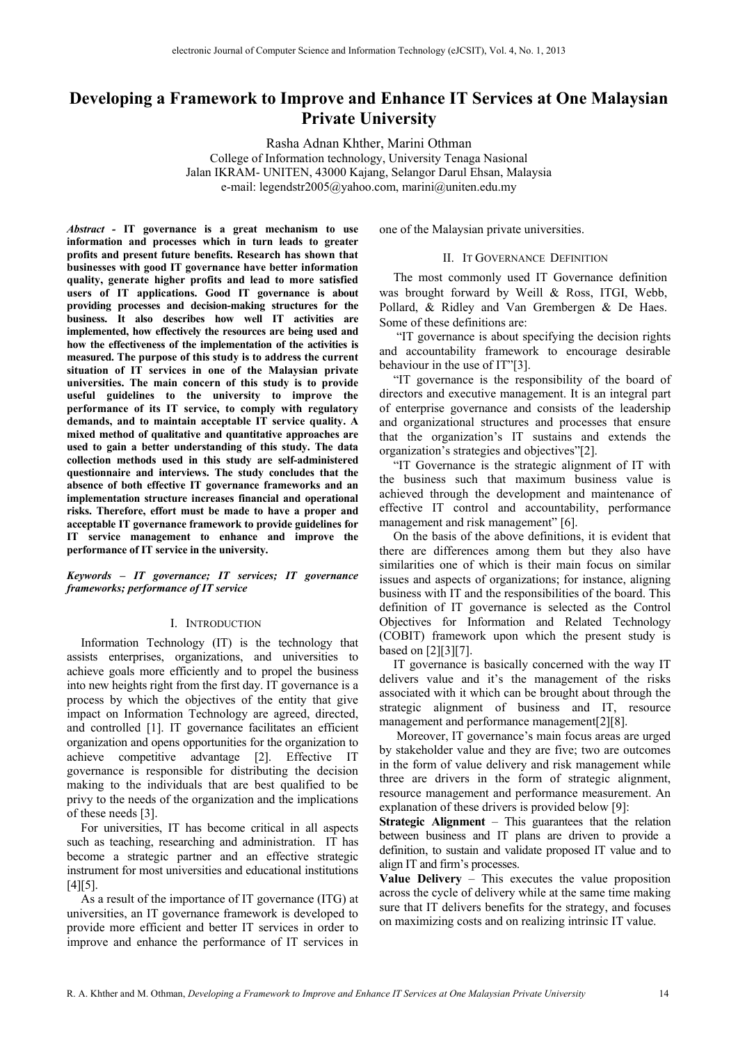# Developing a Framework to Improve and Enhance IT Services at One Malaysian Private University

Rasha Adnan Khther, Marini Othman

College of Information technology, University Tenaga Nasional

Jalan IKRAM- UNITEN, 43000 Kajang, Selangor Darul Ehsan, Malaysia

e-mail: legendstr2005@yahoo.com, marini@uniten.edu.my

***Abstract -*** **IT governance is a great mechanism to use information and processes which in turn leads to greater profits and present future benefits. Research has shown that businesses with good IT governance have better information quality, generate higher profits and lead to more satisfied users of IT applications. Good IT governance is about providing processes and decision-making structures for the business. It also describes how well IT activities are implemented, how effectively the resources are being used and how the effectiveness of the implementation of the activities is measured. The purpose of this study is to address the current situation of IT services in one of the Malaysian private universities. The main concern of this study is to provide useful guidelines to the university to improve the performance of its IT service, to comply with regulatory demands, and to maintain acceptable IT service quality. A mixed method of qualitative and quantitative approaches are used to gain a better understanding of this study. The data collection methods used in this study are self-administered questionnaire and interviews. The study concludes that the absence of both effective IT governance frameworks and an implementation structure increases financial and operational risks. Therefore, effort must be made to have a proper and acceptable IT governance framework to provide guidelines for IT service management to enhance and improve the performance of IT service in the university.**

***Keywords – IT governance; IT services; IT governance frameworks; performance of IT service***

## I. Introduction

Information Technology (IT) is the technology that assists enterprises, organizations, and universities to achieve goals more efficiently and to propel the business into new heights right from the first day. IT governance is a process by which the objectives of the entity that give impact on Information Technology are agreed, directed, and controlled [1]. IT governance facilitates an efficient organization and opens opportunities for the organization to achieve competitive advantage [2]. Effective IT governance is responsible for distributing the decision making to the individuals that are best qualified to be privy to the needs of the organization and the implications of these needs [3].

For universities, IT has become critical in all aspects such as teaching, researching and administration. IT has become a strategic partner and an effective strategic instrument for most universities and educational institutions [4][5].

As a result of the importance of IT governance (ITG) at universities, an IT governance framework is developed to provide more efficient and better IT services in order to improve and enhance the performance of IT services in one of the Malaysian private universities.

## II. IT Governance Definition

The most commonly used IT Governance definition was brought forward by Weill & Ross, ITGI, Webb, Pollard, & Ridley and Van Grembergen & De Haes. Some of these definitions are:

"IT governance is about specifying the decision rights and accountability framework to encourage desirable behaviour in the use of IT"[3].

"IT governance is the responsibility of the board of directors and executive management. It is an integral part of enterprise governance and consists of the leadership and organizational structures and processes that ensure that the organization's IT sustains and extends the organization's strategies and objectives"[2].

"IT Governance is the strategic alignment of IT with the business such that maximum business value is achieved through the development and maintenance of effective IT control and accountability, performance management and risk management" [6].

On the basis of the above definitions, it is evident that there are differences among them but they also have similarities one of which is their main focus on similar issues and aspects of organizations; for instance, aligning business with IT and the responsibilities of the board. This definition of IT governance is selected as the Control Objectives for Information and Related Technology (COBIT) framework upon which the present study is based on [2][3][7].

IT governance is basically concerned with the way IT delivers value and it's the management of the risks associated with it which can be brought about through the strategic alignment of business and IT, resource management and performance management[2][8].

Moreover, IT governance's main focus areas are urged by stakeholder value and they are five; two are outcomes in the form of value delivery and risk management while three are drivers in the form of strategic alignment, resource management and performance measurement. An explanation of these drivers is provided below [9]:

**Strategic Alignment** – This guarantees that the relation between business and IT plans are driven to provide a definition, to sustain and validate proposed IT value and to align IT and firm's processes.

**Value Delivery** – This executes the value proposition across the cycle of delivery while at the same time making sure that IT delivers benefits for the strategy, and focuses on maximizing costs and on realizing intrinsic IT value.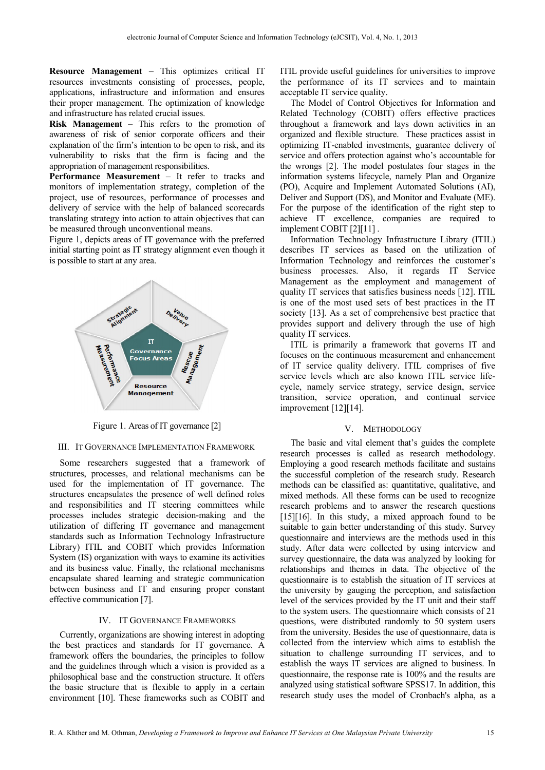**Resource Management** – This optimizes critical IT resources investments consisting of processes, people, applications, infrastructure and information and ensures their proper management. The optimization of knowledge and infrastructure has related crucial issues.

**Risk Management** – This refers to the promotion of awareness of risk of senior corporate officers and their explanation of the firm's intention to be open to risk, and its vulnerability to risks that the firm is facing and the appropriation of management responsibilities.

**Performance Measurement** – It refer to tracks and monitors of implementation strategy, completion of the project, use of resources, performance of processes and delivery of service with the help of balanced scorecards translating strategy into action to attain objectives that can be measured through unconventional means.

Figure 1, depicts areas of IT governance with the preferred initial starting point as IT strategy alignment even though it is possible to start at any area.

Strategic Alignment
Value Delivery
IT Governance Focus Areas
Rescue Management
Resource Management
Performance Measurement

Figure 1. Areas of IT governance [2]

## III. IT Governance Implementation Framework

Some researchers suggested that a framework of structures, processes, and relational mechanisms can be used for the implementation of IT governance. The structures encapsulates the presence of well defined roles and responsibilities and IT steering committees while processes includes strategic decision-making and the utilization of differing IT governance and management standards such as Information Technology Infrastructure Library) ITIL and COBIT which provides Information System (IS) organization with ways to examine its activities and its business value. Finally, the relational mechanisms encapsulate shared learning and strategic communication between business and IT and ensuring proper constant effective communication [7].

## IV. IT Governance Frameworks

Currently, organizations are showing interest in adopting the best practices and standards for IT governance. A framework offers the boundaries, the principles to follow and the guidelines through which a vision is provided as a philosophical base and the construction structure. It offers the basic structure that is flexible to apply in a certain environment [10]. These frameworks such as COBIT and ITIL provide useful guidelines for universities to improve the performance of its IT services and to maintain acceptable IT service quality.

The Model of Control Objectives for Information and Related Technology (COBIT) offers effective practices throughout a framework and lays down activities in an organized and flexible structure. These practices assist in optimizing IT-enabled investments, guarantee delivery of service and offers protection against who's accountable for the wrongs [2]. The model postulates four stages in the information systems lifecycle, namely Plan and Organize (PO), Acquire and Implement Automated Solutions (AI), Deliver and Support (DS), and Monitor and Evaluate (ME). For the purpose of the identification of the right step to achieve IT excellence, companies are required to implement COBIT [2][11] .

Information Technology Infrastructure Library (ITIL) describes IT services as based on the utilization of Information Technology and reinforces the customer's business processes. Also, it regards IT Service Management as the employment and management of quality IT services that satisfies business needs [12]. ITIL is one of the most used sets of best practices in the IT society [13]. As a set of comprehensive best practice that provides support and delivery through the use of high quality IT services.

ITIL is primarily a framework that governs IT and focuses on the continuous measurement and enhancement of IT service quality delivery. ITIL comprises of five service levels which are also known ITIL service life-cycle, namely service strategy, service design, service transition, service operation, and continual service improvement [12][14].

## V. Methodology

The basic and vital element that's guides the complete research processes is called as research methodology. Employing a good research methods facilitate and sustains the successful completion of the research study. Research methods can be classified as: quantitative, qualitative, and mixed methods. All these forms can be used to recognize research problems and to answer the research questions [15][16]. In this study, a mixed approach found to be suitable to gain better understanding of this study. Survey questionnaire and interviews are the methods used in this study. After data were collected by using interview and survey questionnaire, the data was analyzed by looking for relationships and themes in data. The objective of the questionnaire is to establish the situation of IT services at the university by gauging the perception, and satisfaction level of the services provided by the IT unit and their staff to the system users. The questionnaire which consists of 21 questions, were distributed randomly to 50 system users from the university. Besides the use of questionnaire, data is collected from the interview which aims to establish the situation to challenge surrounding IT services, and to establish the ways IT services are aligned to business. In questionnaire, the response rate is 100% and the results are analyzed using statistical software SPSS17. In addition, this research study uses the model of Cronbach's alpha, as a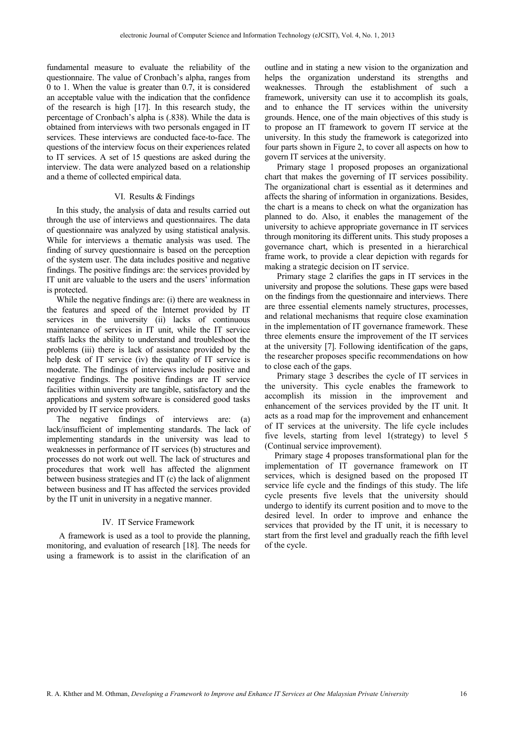fundamental measure to evaluate the reliability of the questionnaire. The value of Cronbach's alpha, ranges from 0 to 1. When the value is greater than 0.7, it is considered an acceptable value with the indication that the confidence of the research is high [17]. In this research study, the percentage of Cronbach's alpha is (.838). While the data is obtained from interviews with two personals engaged in IT services. These interviews are conducted face-to-face. The questions of the interview focus on their experiences related to IT services. A set of 15 questions are asked during the interview. The data were analyzed based on a relationship and a theme of collected empirical data.

## VI. Results & Findings

In this study, the analysis of data and results carried out through the use of interviews and questionnaires. The data of questionnaire was analyzed by using statistical analysis. While for interviews a thematic analysis was used. The finding of survey questionnaire is based on the perception of the system user. The data includes positive and negative findings. The positive findings are: the services provided by IT unit are valuable to the users and the users' information is protected.

While the negative findings are: (i) there are weakness in the features and speed of the Internet provided by IT services in the university (ii) lacks of continuous maintenance of services in IT unit, while the IT service staffs lacks the ability to understand and troubleshoot the problems (iii) there is lack of assistance provided by the help desk of IT service (iv) the quality of IT service is moderate. The findings of interviews include positive and negative findings. The positive findings are IT service facilities within university are tangible, satisfactory and the applications and system software is considered good tasks provided by IT service providers.

The negative findings of interviews are: (a) lack/insufficient of implementing standards. The lack of implementing standards in the university was lead to weaknesses in performance of IT services (b) structures and processes do not work out well. The lack of structures and procedures that work well has affected the alignment between business strategies and IT (c) the lack of alignment between business and IT has affected the services provided by the IT unit in university in a negative manner.

## IV. IT Service Framework

A framework is used as a tool to provide the planning, monitoring, and evaluation of research [18]. The needs for using a framework is to assist in the clarification of an outline and in stating a new vision to the organization and helps the organization understand its strengths and weaknesses. Through the establishment of such a framework, university can use it to accomplish its goals, and to enhance the IT services within the university grounds. Hence, one of the main objectives of this study is to propose an IT framework to govern IT service at the university. In this study the framework is categorized into four parts shown in Figure 2, to cover all aspects on how to govern IT services at the university.

Primary stage 1 proposed proposes an organizational chart that makes the governing of IT services possibility. The organizational chart is essential as it determines and affects the sharing of information in organizations. Besides, the chart is a means to check on what the organization has planned to do. Also, it enables the management of the university to achieve appropriate governance in IT services through monitoring its different units. This study proposes a governance chart, which is presented in a hierarchical frame work, to provide a clear depiction with regards for making a strategic decision on IT service.

Primary stage 2 clarifies the gaps in IT services in the university and propose the solutions. These gaps were based on the findings from the questionnaire and interviews. There are three essential elements namely structures, processes, and relational mechanisms that require close examination in the implementation of IT governance framework. These three elements ensure the improvement of the IT services at the university [7]. Following identification of the gaps, the researcher proposes specific recommendations on how to close each of the gaps.

Primary stage 3 describes the cycle of IT services in the university. This cycle enables the framework to accomplish its mission in the improvement and enhancement of the services provided by the IT unit. It acts as a road map for the improvement and enhancement of IT services at the university. The life cycle includes five levels, starting from level 1(strategy) to level 5 (Continual service improvement).

Primary stage 4 proposes transformational plan for the implementation of IT governance framework on IT services, which is designed based on the proposed IT service life cycle and the findings of this study. The life cycle presents five levels that the university should undergo to identify its current position and to move to the desired level. In order to improve and enhance the services that provided by the IT unit, it is necessary to start from the first level and gradually reach the fifth level of the cycle.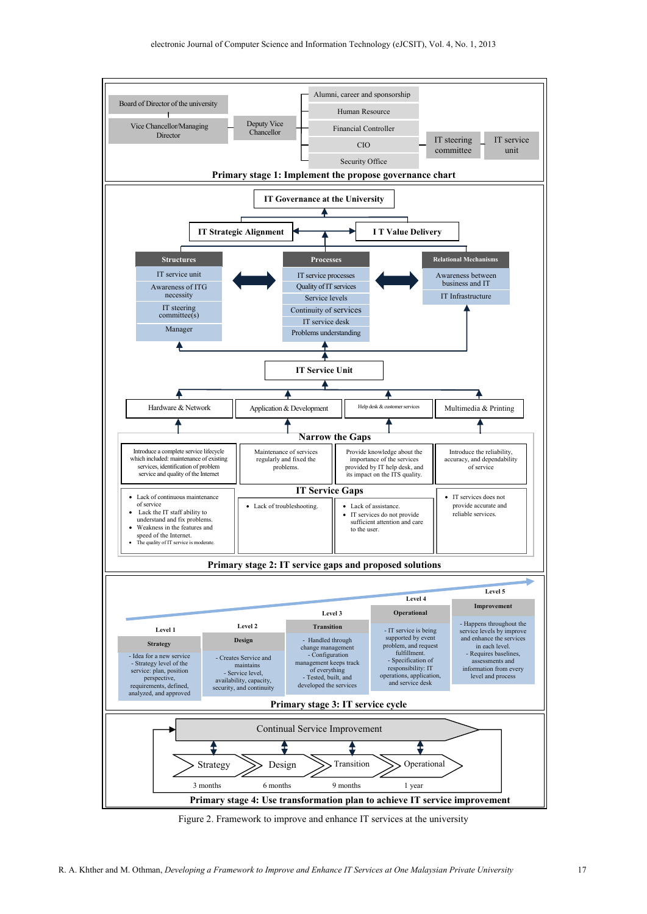Board of Director of the university

Vice Chancellor/Managing Director

Deputy Vice Chancellor

Alumni, career and sponsorship

Human Resource

Financial Controller

CIO

Security Office

IT steering committee

IT service unit

**Primary stage 1: Implement the propose governance chart**

**IT Governance at the University**

**IT Strategic Alignment**

**I T Value Delivery**

**Structures**
- IT service unit
- Awareness of ITG necessity
- IT steering committee(s)
- Manager

**Processes**
- IT service processes
- Quality of IT services
- Service levels
- Continuity of services
- IT service desk
- Problems understanding

**Relational Mechanisms**
- Awareness between business and IT
- IT Infrastructure

**IT Service Unit**

Hardware & Network

Application & Development

Help desk & customer services

Multimedia & Printing

**Narrow the Gaps**

Introduce a complete service lifecycle which included: maintenance of existing services, identification of problem service and quality of the Internet

Maintenance of services regularly and fixed the problems.

Provide knowledge about the importance of the services provided by IT help desk, and its impact on the ITS quality.

Introduce the reliability, accuracy, and dependability of service

**IT Service Gaps**

- Lack of continuous maintenance of service
- Lack the IT staff ability to understand and fix problems.
- Weakness in the features and speed of the Internet.
- The quality of IT service is moderate.

- Lack of troubleshooting.

- Lack of assistance.
- IT services do not provide sufficient attention and care to the user.

- IT services does not provide accurate and reliable services.

**Primary stage 2: IT service gaps and proposed solutions**

Level 1

**Strategy**

- Idea for a new service
- Strategy level of the service: plan, position perspective, requirements, defined, analyzed, and approved

Level 2

**Design**

- Creates Service and maintains
- Service level, availability, capacity, security, and continuity

Level 3

**Transition**

- Handled through change management
- Configuration management keeps track of everything
- Tested, built, and developed the services

Level 4

**Operational**

- IT service is being supported by event problem, and request fulfillment.
- Specification of responsibility: IT operations, application, and service desk

Level 5

**Improvement**

- Happens throughout the service levels by improve and enhance the services in each level.
- Requires baselines, assessments and information from every level and process

**Primary stage 3: IT service cycle**

Continual Service Improvement

Strategy — 3 months

Design — 6 months

Transition — 9 months

Operational — 1 year

**Primary stage 4: Use transformation plan to achieve IT service improvement**

Figure 2. Framework to improve and enhance IT services at the university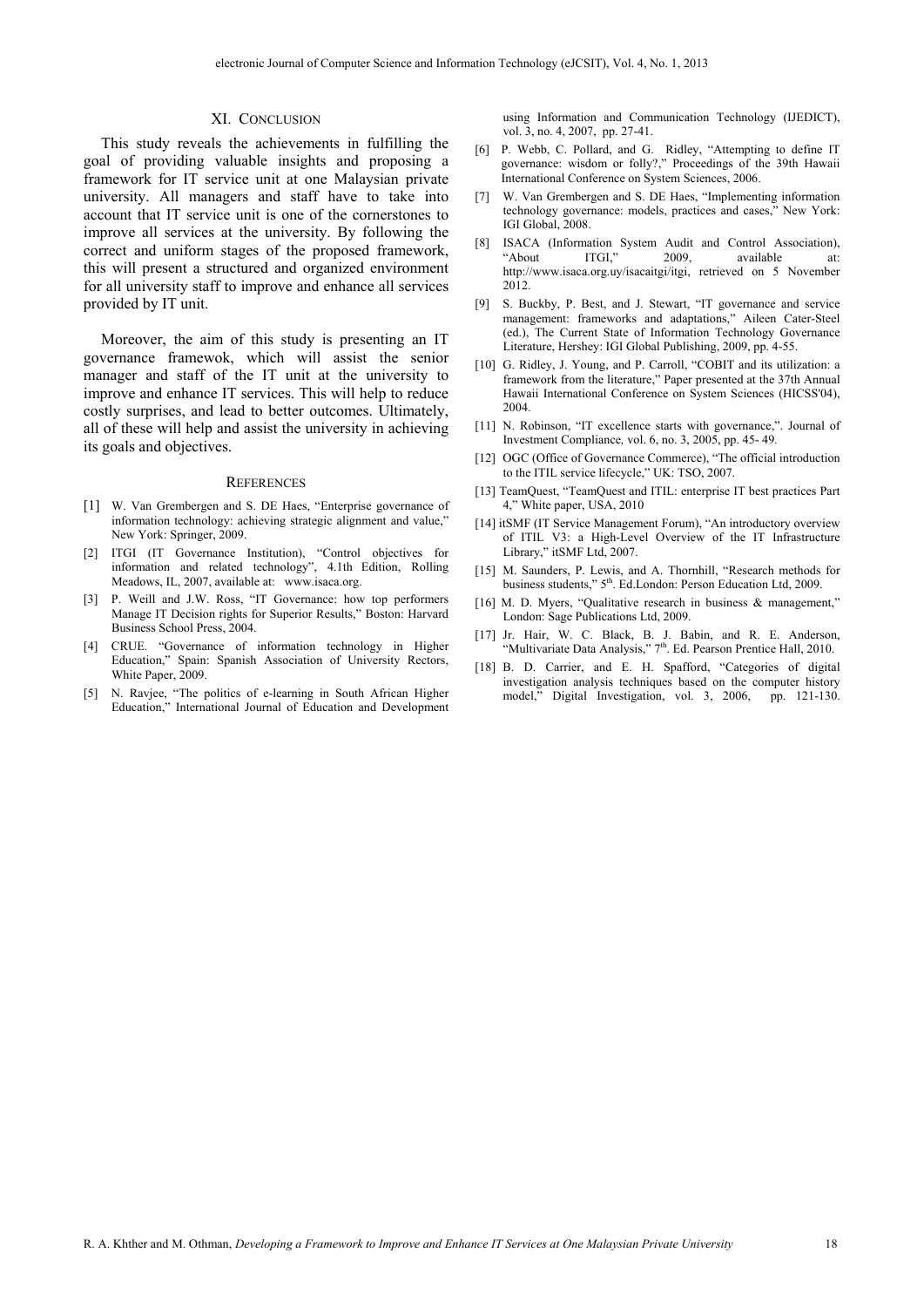## XI. Conclusion

This study reveals the achievements in fulfilling the goal of providing valuable insights and proposing a framework for IT service unit at one Malaysian private university. All managers and staff have to take into account that IT service unit is one of the cornerstones to improve all services at the university. By following the correct and uniform stages of the proposed framework, this will present a structured and organized environment for all university staff to improve and enhance all services provided by IT unit.

Moreover, the aim of this study is presenting an IT governance framewok, which will assist the senior manager and staff of the IT unit at the university to improve and enhance IT services. This will help to reduce costly surprises, and lead to better outcomes. Ultimately, all of these will help and assist the university in achieving its goals and objectives.

## References

[1] W. Van Grembergen and S. DE Haes, "Enterprise governance of information technology: achieving strategic alignment and value," New York: Springer, 2009.

[2] ITGI (IT Governance Institution), "Control objectives for information and related technology", 4.1th Edition, Rolling Meadows, IL, 2007, available at: www.isaca.org.

[3] P. Weill and J.W. Ross, "IT Governance: how top performers Manage IT Decision rights for Superior Results," Boston: Harvard Business School Press, 2004.

[4] CRUE. "Governance of information technology in Higher Education," Spain: Spanish Association of University Rectors, White Paper, 2009.

[5] N. Ravjee, "The politics of e-learning in South African Higher Education," International Journal of Education and Development using Information and Communication Technology (IJEDICT), vol. 3, no. 4, 2007, pp. 27-41.

[6] P. Webb, C. Pollard, and G. Ridley, "Attempting to define IT governance: wisdom or folly?," Proceedings of the 39th Hawaii International Conference on System Sciences, 2006.

[7] W. Van Grembergen and S. DE Haes, "Implementing information technology governance: models, practices and cases," New York: IGI Global, 2008.

[8] ISACA (Information System Audit and Control Association), "About ITGI," 2009, available at: http://www.isaca.org.uy/isacaitgi/itgi, retrieved on 5 November 2012.

[9] S. Buckby, P. Best, and J. Stewart, "IT governance and service management: frameworks and adaptations," Aileen Cater-Steel (ed.), The Current State of Information Technology Governance Literature, Hershey: IGI Global Publishing, 2009, pp. 4-55.

[10] G. Ridley, J. Young, and P. Carroll, "COBIT and its utilization: a framework from the literature," Paper presented at the 37th Annual Hawaii International Conference on System Sciences (HICSS'04), 2004.

[11] N. Robinson, "IT excellence starts with governance,". Journal of Investment Compliance, vol. 6, no. 3, 2005, pp. 45- 49.

[12] OGC (Office of Governance Commerce), "The official introduction to the ITIL service lifecycle," UK: TSO, 2007.

[13] TeamQuest, "TeamQuest and ITIL: enterprise IT best practices Part 4," White paper, USA, 2010

[14] itSMF (IT Service Management Forum), "An introductory overview of ITIL V3: a High-Level Overview of the IT Infrastructure Library," itSMF Ltd, 2007.

[15] M. Saunders, P. Lewis, and A. Thornhill, "Research methods for business students," 5th. Ed.London: Person Education Ltd, 2009.

[16] M. D. Myers, "Qualitative research in business & management," London: Sage Publications Ltd, 2009.

[17] Jr. Hair, W. C. Black, B. J. Babin, and R. E. Anderson, "Multivariate Data Analysis," 7th. Ed. Pearson Prentice Hall, 2010.

[18] B. D. Carrier, and E. H. Spafford, "Categories of digital investigation analysis techniques based on the computer history model," Digital Investigation, vol. 3, 2006, pp. 121-130.